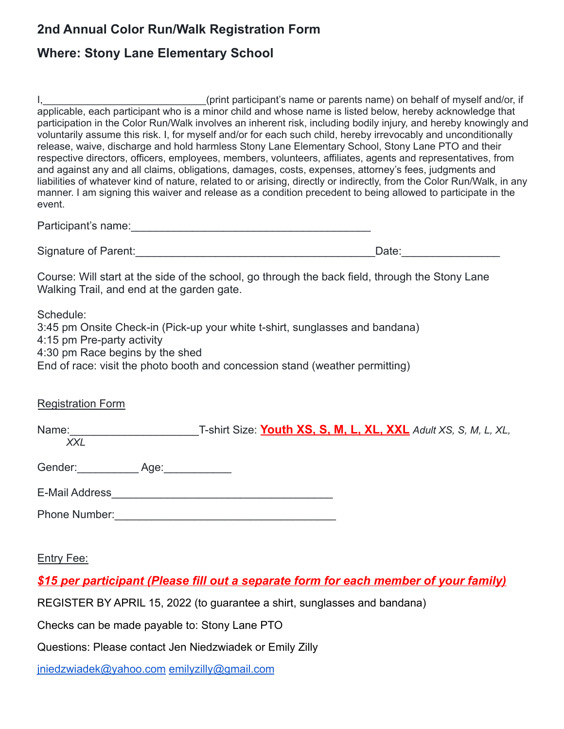## 2nd Annual Color Run/Walk Registration Form

## Where: Stony Lane Elementary School

I,___________________________(print participant's name or parents name) on behalf of myself and/or, if applicable, each participant who is a minor child and whose name is listed below, hereby acknowledge that participation in the Color Run/Walk involves an inherent risk, including bodily injury, and hereby knowingly and voluntarily assume this risk. I, for myself and/or for each such child, hereby irrevocably and unconditionally release, waive, discharge and hold harmless Stony Lane Elementary School, Stony Lane PTO and their respective directors, officers, employees, members, volunteers, affiliates, agents and representatives, from and against any and all claims, obligations, damages, costs, expenses, attorney's fees, judgments and liabilities of whatever kind of nature, related to or arising, directly or indirectly, from the Color Run/Walk, in any manner. I am signing this waiver and release as a condition precedent to being allowed to participate in the event.

Participant's name:_______________________________________

Signature of Parent:_______________________________________Date:________________

Course: Will start at the side of the school, go through the back field, through the Stony Lane Walking Trail, and end at the garden gate.

Schedule:
3:45 pm Onsite Check-in (Pick-up your white t-shirt, sunglasses and bandana)
4:15 pm Pre-party activity
4:30 pm Race begins by the shed
End of race: visit the photo booth and concession stand (weather permitting)

Registration Form

Name:_____________________T-shirt Size: **Youth XS, S, M, L, XL, XXL** *Adult XS, S, M, L, XL, XXL*

Gender:__________ Age:___________

E-Mail Address____________________________________

Phone Number:____________________________________

Entry Fee:

***$15 per participant (Please fill out a separate form for each member of your family)***

REGISTER BY APRIL 15, 2022 (to guarantee a shirt, sunglasses and bandana)

Checks can be made payable to: Stony Lane PTO

Questions: Please contact Jen Niedzwiadek or Emily Zilly

jniedzwiadek@yahoo.com emilyzilly@gmail.com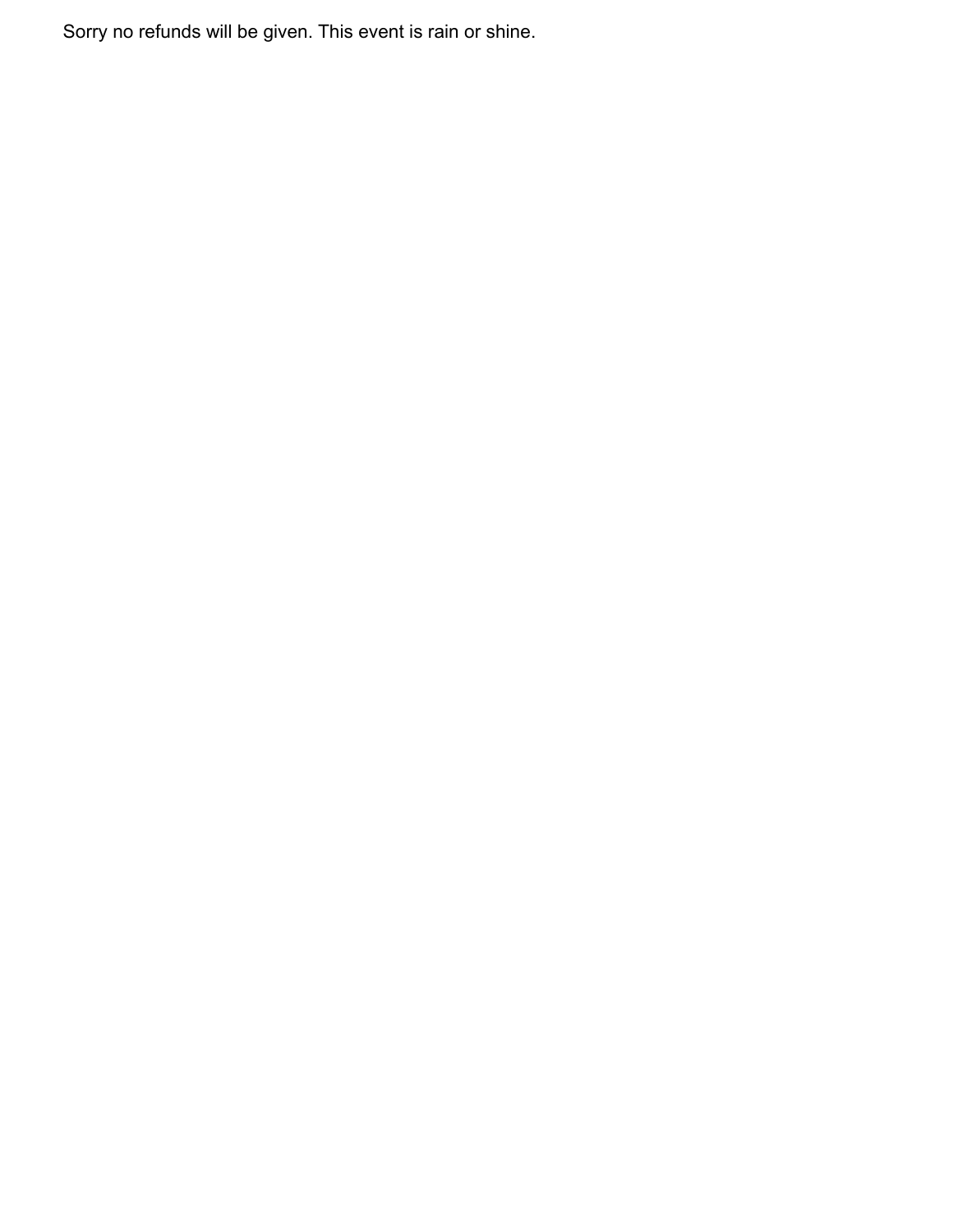Sorry no refunds will be given. This event is rain or shine.